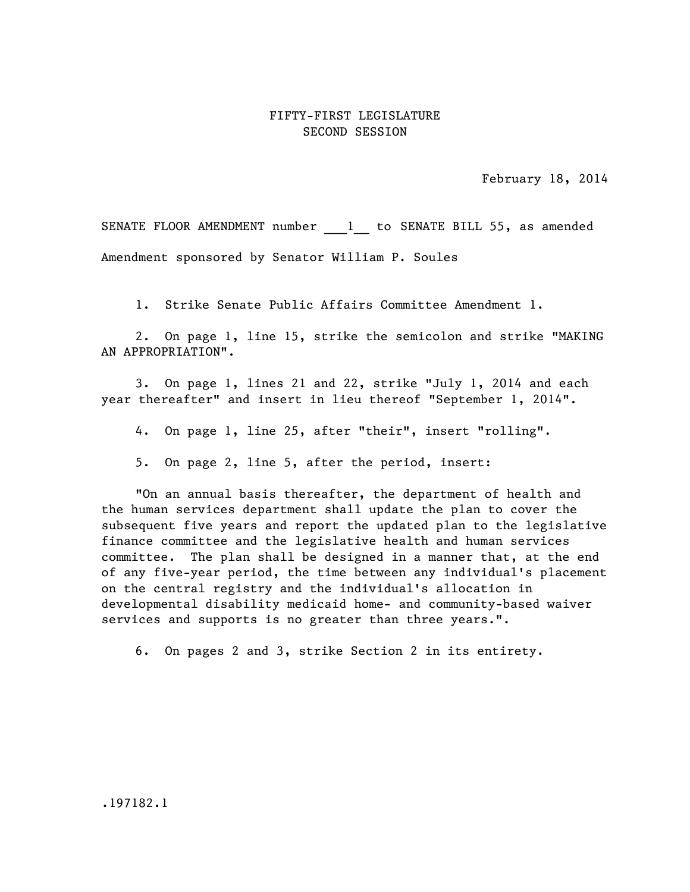FIFTY-FIRST LEGISLATURE
SECOND SESSION

February 18, 2014

SENATE FLOOR AMENDMENT number ___1__ to SENATE BILL 55, as amended

Amendment sponsored by Senator William P. Soules

1. Strike Senate Public Affairs Committee Amendment 1.

2. On page 1, line 15, strike the semicolon and strike "MAKING AN APPROPRIATION".

3. On page 1, lines 21 and 22, strike "July 1, 2014 and each year thereafter" and insert in lieu thereof "September 1, 2014".

4. On page 1, line 25, after "their", insert "rolling".

5. On page 2, line 5, after the period, insert:

"On an annual basis thereafter, the department of health and the human services department shall update the plan to cover the subsequent five years and report the updated plan to the legislative finance committee and the legislative health and human services committee. The plan shall be designed in a manner that, at the end of any five-year period, the time between any individual's placement on the central registry and the individual's allocation in developmental disability medicaid home- and community-based waiver services and supports is no greater than three years.".

6. On pages 2 and 3, strike Section 2 in its entirety.

.197182.1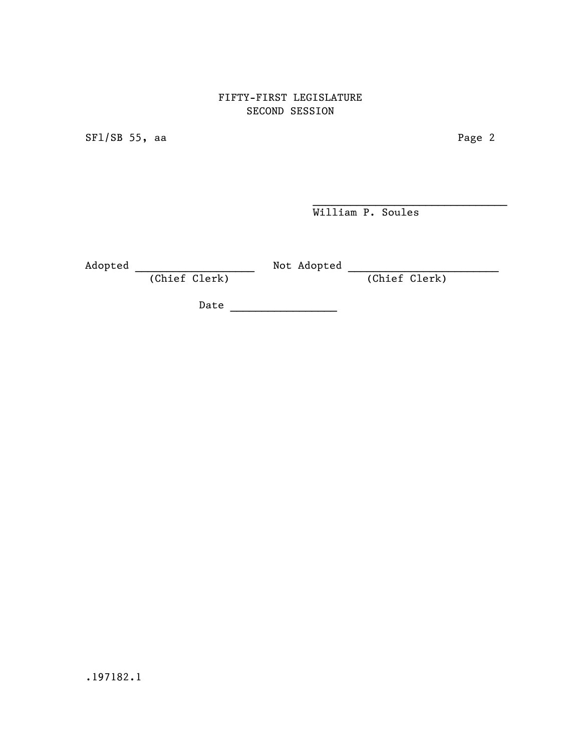FIFTY-FIRST LEGISLATURE
SECOND SESSION

SFl/SB 55, aa

_______________________________
William P. Soules

Adopted ___________________ Not Adopted ________________________
(Chief Clerk) (Chief Clerk)

Date _________________

.197182.1